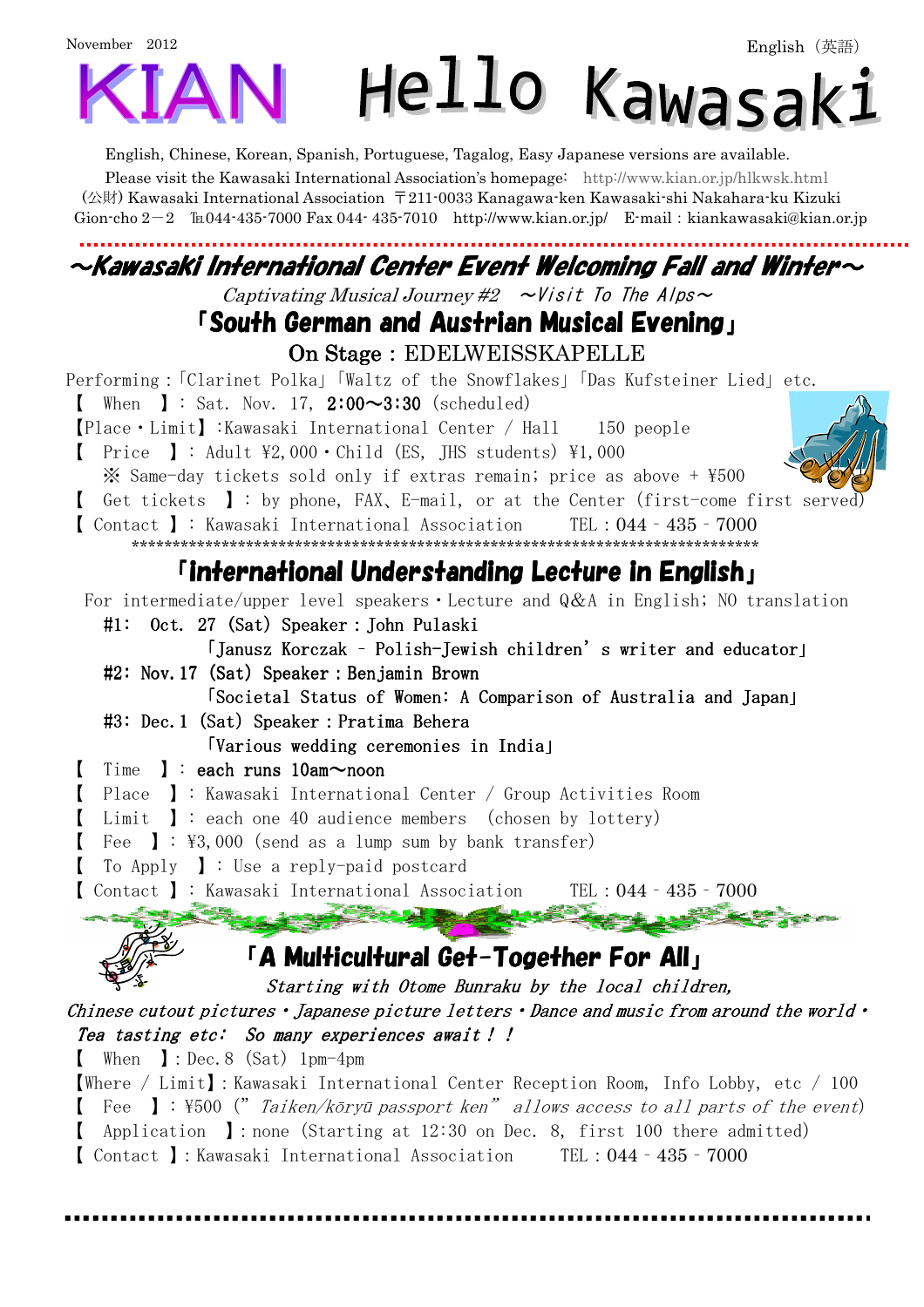November 2012

English（英語）

# KIAN Hello Kawasaki

English, Chinese, Korean, Spanish, Portuguese, Tagalog, Easy Japanese versions are available.

Please visit the Kawasaki International Association's homepage: http://www.kian.or.jp/hlkwsk.html

(公財) Kawasaki International Association 〒211-0033 Kanagawa-ken Kawasaki-shi Nakahara-ku Kizuki Gion-cho 2－2 ℡044-435-7000 Fax 044- 435-7010 http://www.kian.or.jp/ E-mail : kiankawasaki@kian.or.jp

## ～Kawasaki International Center Event Welcoming Fall and Winter～

*Captivating Musical Journey #2 ～Visit To The Alps～*

### 「South German and Austrian Musical Evening」

**On Stage : EDELWEISSKAPELLE**

Performing :「Clarinet Polka」「Waltz of the Snowflakes」「Das Kufsteiner Lied」etc.

【 When 】: Sat. Nov. 17, **2:00～3:30** (scheduled)

【Place・Limit】:Kawasaki International Center / Hall 150 people

【 Price 】: Adult ¥2,000・Child (ES, JHS students) ¥1,000

※ Same-day tickets sold only if extras remain; price as above + ¥500

【 Get tickets 】: by phone, FAX、E-mail, or at the Center (first-come first served)

【 Contact 】: Kawasaki International Association TEL : 044 - 435 - 7000

*****************************************************************************

### 「International Understanding Lecture in English」

For intermediate/upper level speakers・Lecture and Q&A in English; NO translation

#1: Oct. 27 (Sat) Speaker : John Pulaski
「Janusz Korczak – Polish-Jewish children's writer and educator」

#2: Nov.17 (Sat) Speaker : Benjamin Brown
「Societal Status of Women: A Comparison of Australia and Japan」

#3: Dec.1 (Sat) Speaker : Pratima Behera
「Various wedding ceremonies in India」

【 Time 】: **each runs 10am～noon**

【 Place 】: Kawasaki International Center / Group Activities Room

【 Limit 】: each one 40 audience members (chosen by lottery)

【 Fee 】: ¥3,000 (send as a lump sum by bank transfer)

【 To Apply 】: Use a reply-paid postcard

【 Contact 】: Kawasaki International Association TEL : 044 - 435 - 7000

### 「A Multicultural Get-Together For All」

*Starting with Otome Bunraku by the local children,*

*Chinese cutout pictures・Japanese picture letters・Dance and music from around the world・Tea tasting etc: So many experiences await!!*

【 When 】: Dec.8 (Sat) 1pm-4pm

【Where / Limit】: Kawasaki International Center Reception Room, Info Lobby, etc / 100

【 Fee 】: ¥500 ("*Taiken/kōryū passport ken*" *allows access to all parts of the event*)

【 Application 】: none (Starting at 12:30 on Dec. 8, first 100 there admitted)

【 Contact 】: Kawasaki International Association TEL : 044 - 435 - 7000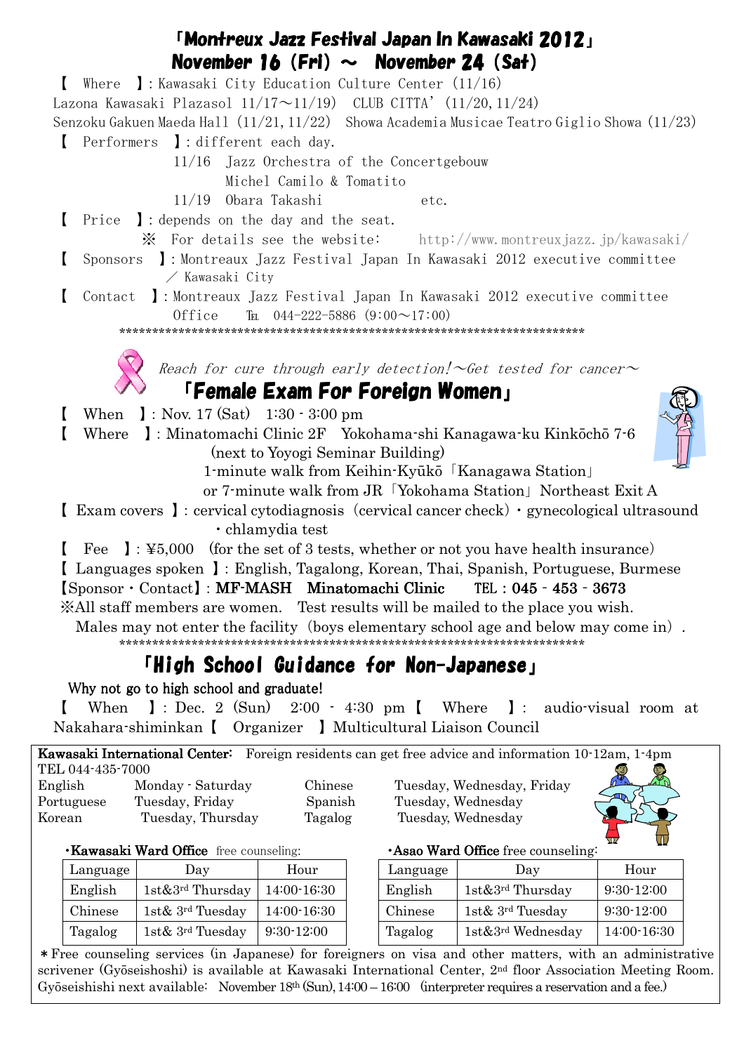# 「Montreux Jazz Festival Japan In Kawasaki 2012」

## November 16 (Fri) ～ November 24 (Sat)

【 Where 】: Kawasaki City Education Culture Center (11/16) Lazona Kawasaki Plazasol 11/17～11/19) CLUB CITTA' (11/20, 11/24) Senzoku Gakuen Maeda Hall (11/21, 11/22) Showa Academia Musicae Teatro Giglio Showa (11/23)

【 Performers 】: different each day.

11/16 Jazz Orchestra of the Concertgebouw
Michel Camilo & Tomatito
11/19 Obara Takashi etc.

【 Price 】: depends on the day and the seat.

※ For details see the website: http://www.montreuxjazz.jp/kawasaki/

【 Sponsors 】: Montreaux Jazz Festival Japan In Kawasaki 2012 executive committee ／ Kawasaki City

【 Contact 】: Montreaux Jazz Festival Japan In Kawasaki 2012 executive committee Office TEL 044-222-5886 (9:00～17:00)

************************************************************************

*Reach for cure through early detection!～Get tested for cancer～*

# 「Female Exam For Foreign Women」

【 When 】: Nov. 17 (Sat) 1:30 - 3:00 pm

【 Where 】: Minatomachi Clinic 2F Yokohama-shi Kanagawa-ku Kinkōchō 7-6 (next to Yoyogi Seminar Building)
1-minute walk from Keihin-Kyūkō「Kanagawa Station」
or 7-minute walk from JR「Yokohama Station」Northeast Exit A

【 Exam covers 】: cervical cytodiagnosis (cervical cancer check)・gynecological ultrasound・chlamydia test

【 Fee 】: ¥5,000 (for the set of 3 tests, whether or not you have health insurance)

【 Languages spoken 】: English, Tagalong, Korean, Thai, Spanish, Portuguese, Burmese

【Sponsor・Contact】: **MF-MASH Minatomachi Clinic TEL : 045 - 453 - 3673**

※All staff members are women. Test results will be mailed to the place you wish.
Males may not enter the facility (boys elementary school age and below may come in).

************************************************************************

# 「High School Guidance for Non-Japanese」

Why not go to high school and graduate!

【 When 】: Dec. 2 (Sun) 2:00 - 4:30 pm 【 Where 】: audio-visual room at Nakahara-shiminkan 【 Organizer 】 Multicultural Liaison Council

**Kawasaki International Center:** Foreign residents can get free advice and information 10-12am, 1-4pm
TEL 044-435-7000

| | | | |
|---|---|---|---|
| English | Monday - Saturday | Chinese | Tuesday, Wednesday, Friday |
| Portuguese | Tuesday, Friday | Spanish | Tuesday, Wednesday |
| Korean | Tuesday, Thursday | Tagalog | Tuesday, Wednesday |

・**Kawasaki Ward Office** free counseling:

| Language | Day | Hour |
|---|---|---|
| English | 1st&3rd Thursday | 14:00-16:30 |
| Chinese | 1st& 3rd Tuesday | 14:00-16:30 |
| Tagalog | 1st& 3rd Tuesday | 9:30-12:00 |

・**Asao Ward Office** free counseling:

| Language | Day | Hour |
|---|---|---|
| English | 1st&3rd Thursday | 9:30-12:00 |
| Chinese | 1st& 3rd Tuesday | 9:30-12:00 |
| Tagalog | 1st&3rd Wednesday | 14:00-16:30 |

＊Free counseling services (in Japanese) for foreigners on visa and other matters, with an administrative scrivener (Gyōseishoshi) is available at Kawasaki International Center, 2nd floor Association Meeting Room. Gyōseishishi next available: November 18th (Sun), 14:00 – 16:00 (interpreter requires a reservation and a fee.)